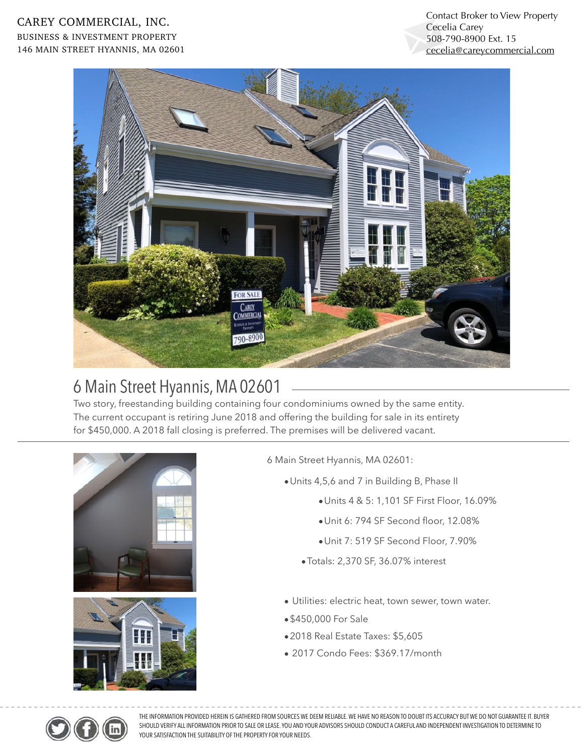CAREY COMMERCIAL, INC.
BUSINESS & INVESTMENT PROPERTY
146 MAIN STREET HYANNIS, MA 02601

Contact Broker to View Property
Cecelia Carey
508-790-8900 Ext. 15
cecelia@careycommercial.com

# 6 Main Street Hyannis, MA 02601

Two story, freestanding building containing four condominiums owned by the same entity. The current occupant is retiring June 2018 and offering the building for sale in its entirety for $450,000. A 2018 fall closing is preferred. The premises will be delivered vacant.

6 Main Street Hyannis, MA 02601:

- Units 4,5,6 and 7 in Building B, Phase II
  - Units 4 & 5: 1,101 SF First Floor, 16.09%
  - Unit 6: 794 SF Second floor, 12.08%
  - Unit 7: 519 SF Second Floor, 7.90%
- Totals: 2,370 SF, 36.07% interest

- Utilities: electric heat, town sewer, town water.
- $450,000 For Sale
- 2018 Real Estate Taxes: $5,605
- 2017 Condo Fees: $369.17/month

THE INFORMATION PROVIDED HEREIN IS GATHERED FROM SOURCES WE DEEM RELIABLE. WE HAVE NO REASON TO DOUBT ITS ACCURACY BUT WE DO NOT GUARANTEE IT. BUYER SHOULD VERIFY ALL INFORMATION PRIOR TO SALE OR LEASE. YOU AND YOUR ADVISORS SHOULD CONDUCT A CAREFUL AND INDEPENDENT INVESTIGATION TO DETERMINE TO YOUR SATISFACTION THE SUITABILITY OF THE PROPERTY FOR YOUR NEEDS.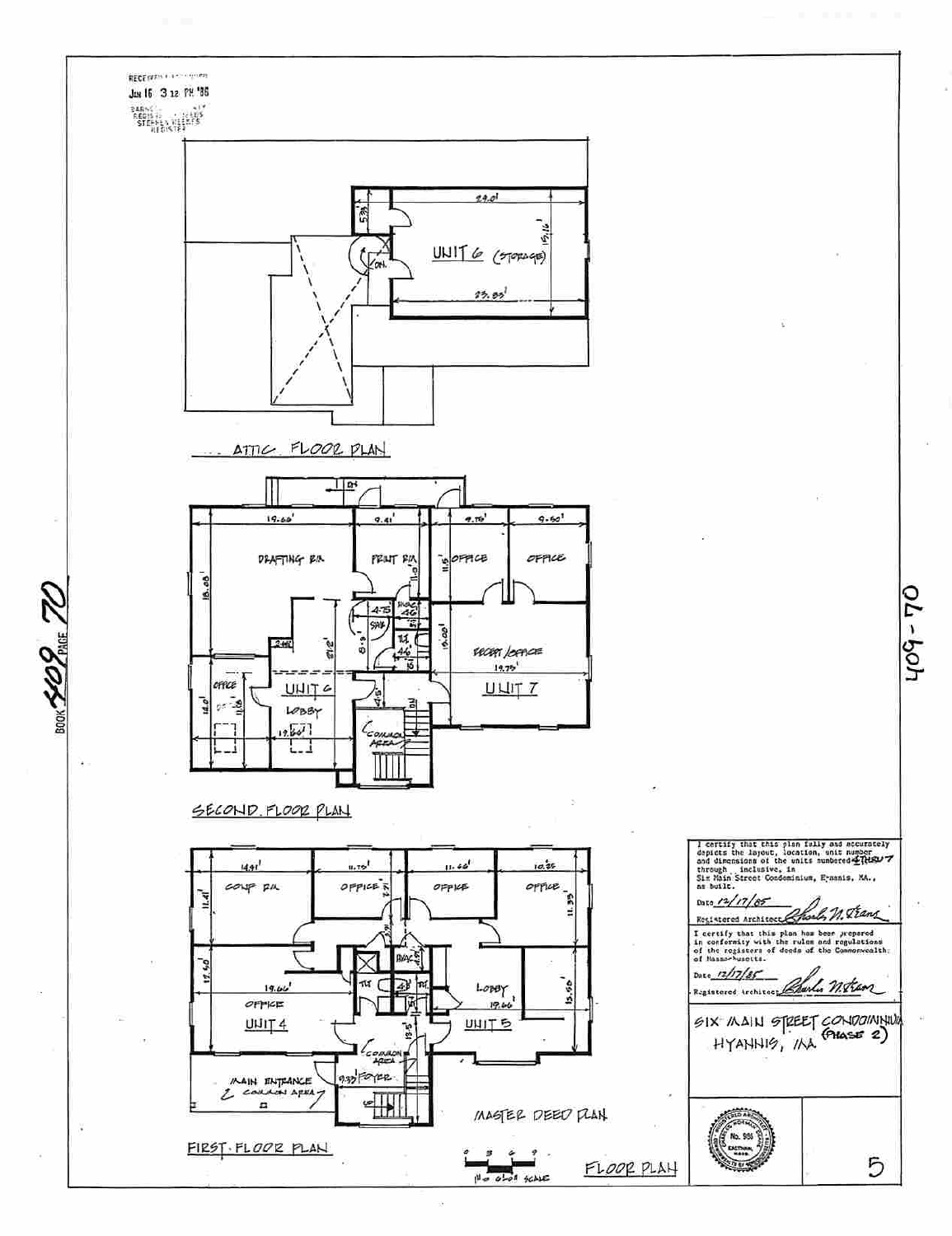RECEIVED
JAN 16 3 12 PM '86
BARNSTABLE REGISTRY OF DEEDS
STEPHEN KEEFE REGISTER

BOOK 409 PAGE 70

409-70

ATTIC FLOOR PLAN

UNIT 6 (STORAGE)

24.0'

15.16'

23.83'

5.33'

DN.

SECOND FLOOR PLAN

DRAFTING RM.

PRINT RM.

OFFICE

OFFICE

RECEPT./OFFICE

UNIT 7

UNIT 6

LOBBY

OFFICE

COMMON AREA

19.66'

9.41'

9.75'

9.50'

18.08'

11.5'

11.0'

15.00'

19.75'

14.0'

11.08'

19.66'

4.75

SPK

HVAC

TLT

DN

FIRST FLOOR PLAN

CONF RM.

OFFICE

OFFICE

OFFICE

OFFICE

UNIT 4

LOBBY

UNIT 5

COMMON AREA

MAIN ENTRANCE & COMMON AREA

FOYER

14.91'

11.75'

11.66'

10.25'

11.41'

11.33'

17.50'

19.66'

19.66'

15.50'

9.33'

HVAC

TLT

UP

MASTER DEED PLAN

FLOOR PLAN

1" = 6'-0" SCALE

I certify that this plan fully and accurately depicts the layout, location, unit number and dimensions of the units numbered 4 THRU 7 through inclusive, in Six Main Street Condominium, Hyannis, MA., as built.

Date 12/17/85

Registered Architect [signature]

I certify that this plan has been prepared in conformity with the rules and regulations of the registers of deeds of the Commonwealth of Massachusetts.

Date 12/17/85

Registered Architect [signature]

SIX MAIN STREET CONDOMINIUM (PHASE 2)
HYANNIS, MA.

5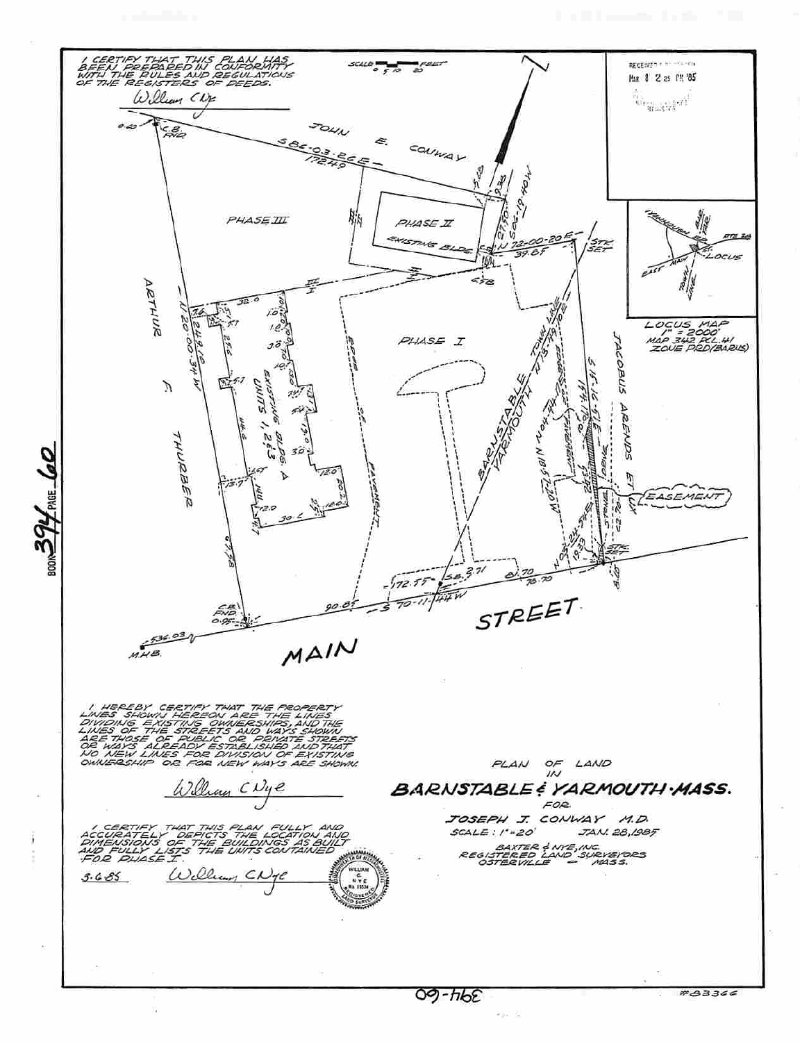I CERTIFY THAT THIS PLAN HAS BEEN PREPARED IN CONFORMITY WITH THE RULES AND REGULATIONS OF THE REGISTERS OF DEEDS.

William C Nye

SCALE 0 5 10 20 FEET

RECEIVED MAR 8 2 25 PM '85

JOHN E. CONWAY

S 86-03-26 E — 172.49

PHASE III

PHASE II

EXISTING BLDG.

N 72-00-20 E — 39.87

S 06-19 40 W — 27.50

STK SET

PHASE I

ARTHUR F. THURBER

N 20-00-34 W — 249.12

EXISTING BLDG. A UNITS 1, 2 & 3

EASEMENT

BARNSTABLE TOWN LINE YARMOUTH N 13-19-10 E

N 19-20-00 W

JACOBUS ARENDS ET UX

S 13-16-15 E — 141.14

EASEMENT

STK SET

C.B. FND.

S 70-11-44 W

90.87 — 172.55 — 58.71 — 81.70 — 78.70

536.03

M.H.B.

MAIN STREET

LOCUS MAP 1" = 2000' MAP 342 PCL. 41 ZONE PRD(BARNS)

EAST MAIN ST.

LOCUS

TOWN LINE

RTE 28

BOOK 394 PAGE 60

I HEREBY CERTIFY THAT THE PROPERTY LINES SHOWN HEREON ARE THE LINES DIVIDING EXISTING OWNERSHIPS, AND THE LINES OF THE STREETS AND WAYS SHOWN ARE THOSE OF PUBLIC OR PRIVATE STREETS OR WAYS ALREADY ESTABLISHED AND THAT NO NEW LINES FOR DIVISION OF EXISTING OWNERSHIP OR FOR NEW WAYS ARE SHOWN.

William C Nye

I CERTIFY THAT THIS PLAN FULLY AND ACCURATELY DEPICTS THE LOCATION AND DIMENSIONS OF THE BUILDINGS AS BUILT AND FULLY LISTS THE UNITS CONTAINED FOR PHASE I.

3.6.85 William C Nye

WILLIAM C. NYE No. 19534 REGISTERED LAND SURVEYOR

PLAN OF LAND IN

**BARNSTABLE & YARMOUTH · MASS.**

FOR

JOSEPH J. CONWAY M.D.

SCALE: 1" = 20' JAN. 28, 1985

BAXTER & NYE, INC.
REGISTERED LAND SURVEYORS
OSTERVILLE — MASS.

394-60

#33366